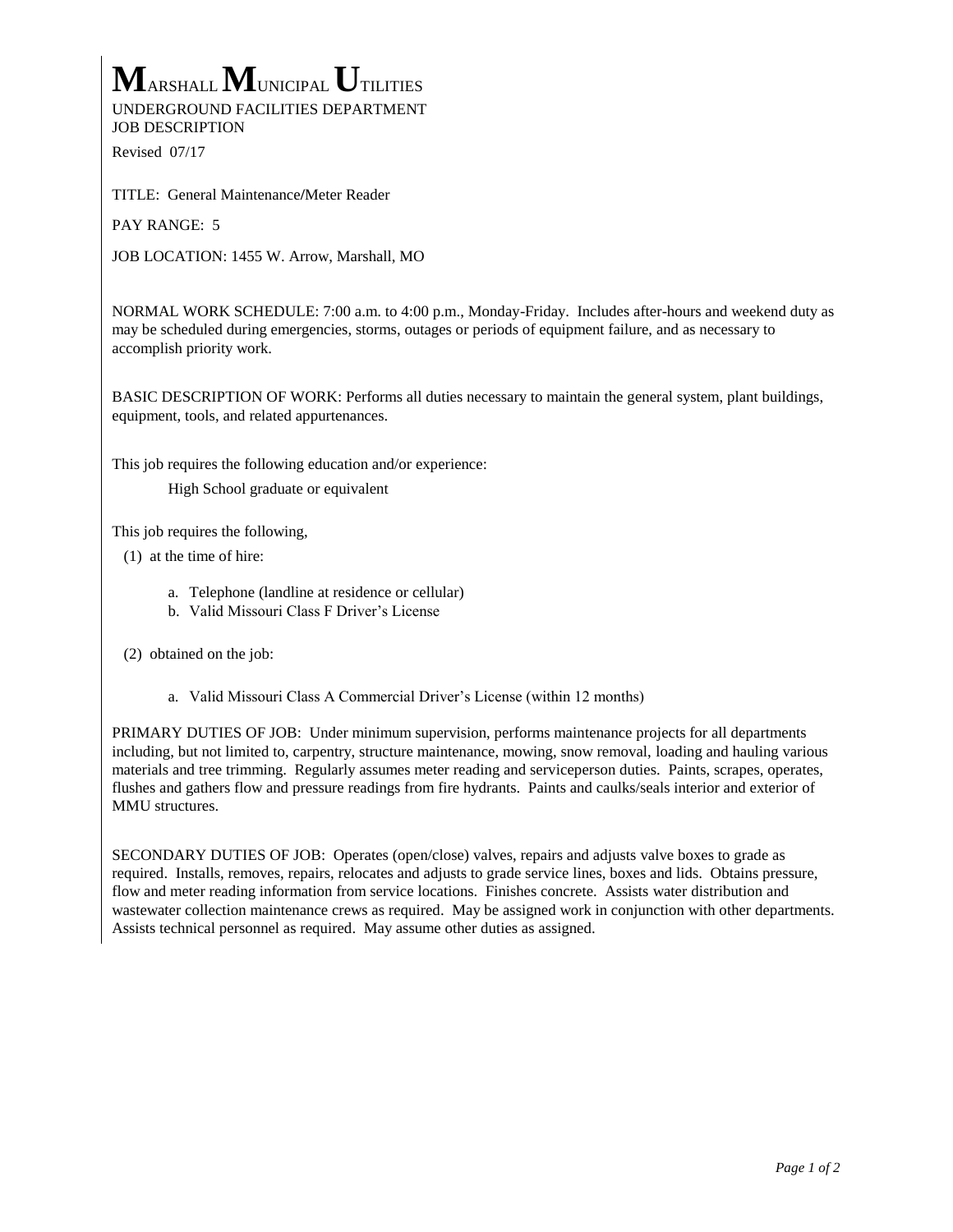# MARSHALL MUNICIPAL UTILITIES

UNDERGROUND FACILITIES DEPARTMENT
JOB DESCRIPTION

Revised 07/17

TITLE: General Maintenance/Meter Reader

PAY RANGE: 5

JOB LOCATION: 1455 W. Arrow, Marshall, MO

NORMAL WORK SCHEDULE: 7:00 a.m. to 4:00 p.m., Monday-Friday. Includes after-hours and weekend duty as may be scheduled during emergencies, storms, outages or periods of equipment failure, and as necessary to accomplish priority work.

BASIC DESCRIPTION OF WORK: Performs all duties necessary to maintain the general system, plant buildings, equipment, tools, and related appurtenances.

This job requires the following education and/or experience:

High School graduate or equivalent

This job requires the following,

(1) at the time of hire:

a. Telephone (landline at residence or cellular)
b. Valid Missouri Class F Driver's License

(2) obtained on the job:

a. Valid Missouri Class A Commercial Driver's License (within 12 months)

PRIMARY DUTIES OF JOB: Under minimum supervision, performs maintenance projects for all departments including, but not limited to, carpentry, structure maintenance, mowing, snow removal, loading and hauling various materials and tree trimming. Regularly assumes meter reading and serviceperson duties. Paints, scrapes, operates, flushes and gathers flow and pressure readings from fire hydrants. Paints and caulks/seals interior and exterior of MMU structures.

SECONDARY DUTIES OF JOB: Operates (open/close) valves, repairs and adjusts valve boxes to grade as required. Installs, removes, repairs, relocates and adjusts to grade service lines, boxes and lids. Obtains pressure, flow and meter reading information from service locations. Finishes concrete. Assists water distribution and wastewater collection maintenance crews as required. May be assigned work in conjunction with other departments. Assists technical personnel as required. May assume other duties as assigned.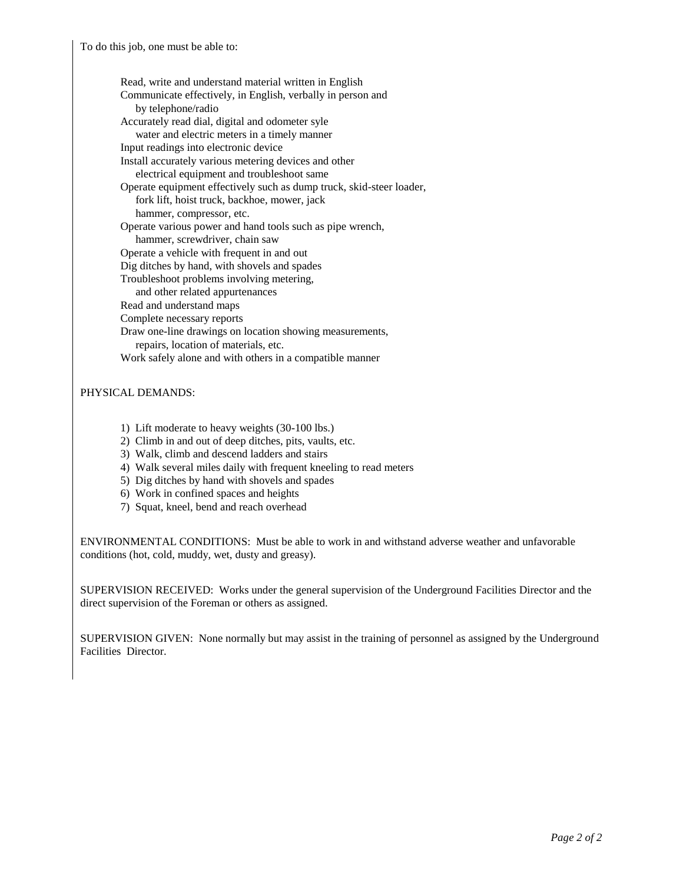To do this job, one must be able to:

- Read, write and understand material written in English
- Communicate effectively, in English, verbally in person and by telephone/radio
- Accurately read dial, digital and odometer syle water and electric meters in a timely manner
- Input readings into electronic device
- Install accurately various metering devices and other electrical equipment and troubleshoot same
- Operate equipment effectively such as dump truck, skid-steer loader, fork lift, hoist truck, backhoe, mower, jack hammer, compressor, etc.
- Operate various power and hand tools such as pipe wrench, hammer, screwdriver, chain saw
- Operate a vehicle with frequent in and out
- Dig ditches by hand, with shovels and spades
- Troubleshoot problems involving metering, and other related appurtenances
- Read and understand maps
- Complete necessary reports
- Draw one-line drawings on location showing measurements, repairs, location of materials, etc.
- Work safely alone and with others in a compatible manner

PHYSICAL DEMANDS:

1) Lift moderate to heavy weights (30-100 lbs.)
2) Climb in and out of deep ditches, pits, vaults, etc.
3) Walk, climb and descend ladders and stairs
4) Walk several miles daily with frequent kneeling to read meters
5) Dig ditches by hand with shovels and spades
6) Work in confined spaces and heights
7) Squat, kneel, bend and reach overhead

ENVIRONMENTAL CONDITIONS: Must be able to work in and withstand adverse weather and unfavorable conditions (hot, cold, muddy, wet, dusty and greasy).

SUPERVISION RECEIVED: Works under the general supervision of the Underground Facilities Director and the direct supervision of the Foreman or others as assigned.

SUPERVISION GIVEN: None normally but may assist in the training of personnel as assigned by the Underground Facilities Director.